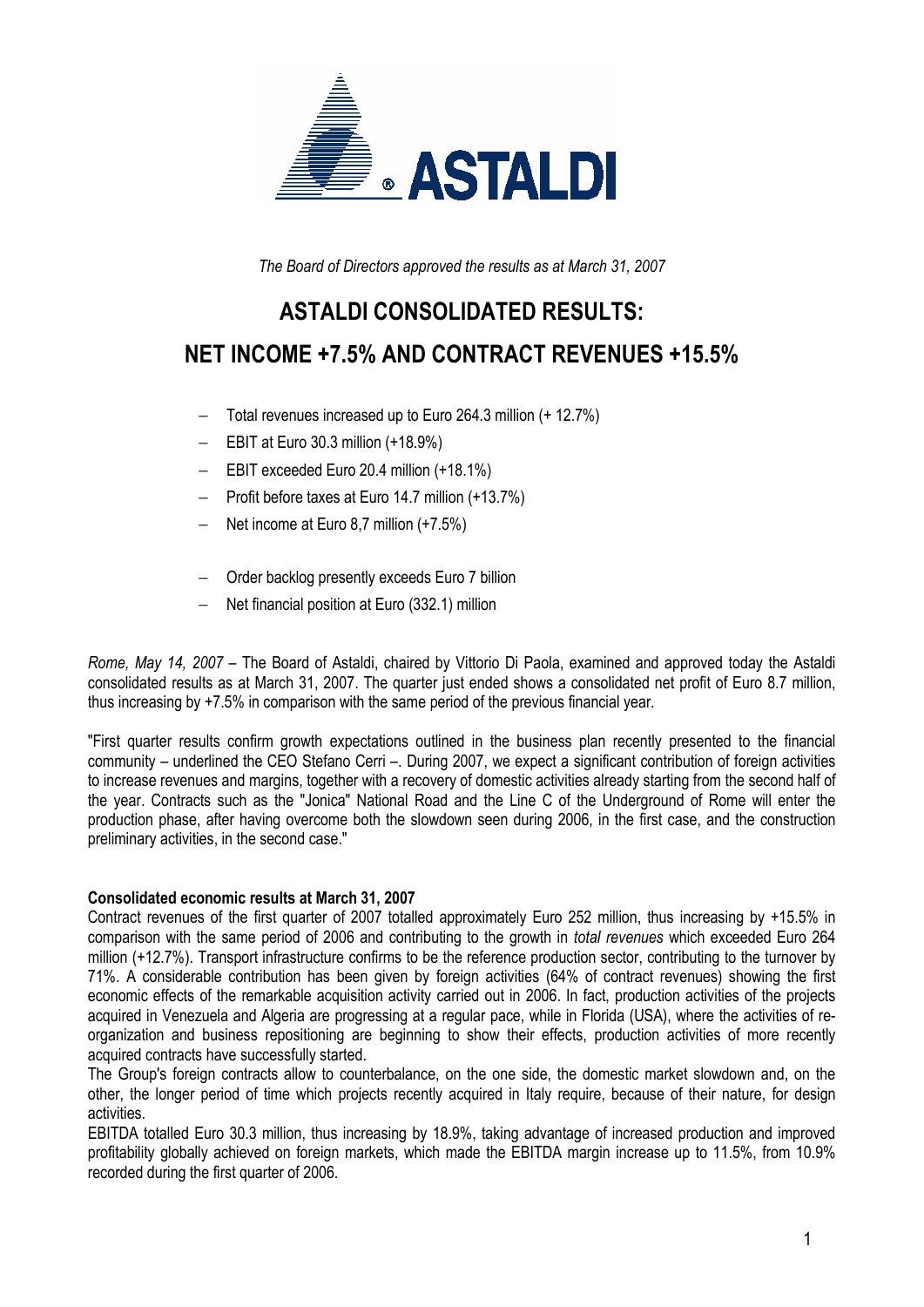*The Board of Directors approved the results as at March 31, 2007*

# ASTALDI CONSOLIDATED RESULTS:
# NET INCOME +7.5% AND CONTRACT REVENUES +15.5%

- Total revenues increased up to Euro 264.3 million (+ 12.7%)
- EBIT at Euro 30.3 million (+18.9%)
- EBIT exceeded Euro 20.4 million (+18.1%)
- Profit before taxes at Euro 14.7 million (+13.7%)
- Net income at Euro 8,7 million (+7.5%)

- Order backlog presently exceeds Euro 7 billion
- Net financial position at Euro (332.1) million

*Rome, May 14, 2007* – The Board of Astaldi, chaired by Vittorio Di Paola, examined and approved today the Astaldi consolidated results as at March 31, 2007. The quarter just ended shows a consolidated net profit of Euro 8.7 million, thus increasing by +7.5% in comparison with the same period of the previous financial year.

"First quarter results confirm growth expectations outlined in the business plan recently presented to the financial community – underlined the CEO Stefano Cerri –. During 2007, we expect a significant contribution of foreign activities to increase revenues and margins, together with a recovery of domestic activities already starting from the second half of the year. Contracts such as the "Jonica" National Road and the Line C of the Underground of Rome will enter the production phase, after having overcome both the slowdown seen during 2006, in the first case, and the construction preliminary activities, in the second case."

**Consolidated economic results at March 31, 2007**

Contract revenues of the first quarter of 2007 totalled approximately Euro 252 million, thus increasing by +15.5% in comparison with the same period of 2006 and contributing to the growth in *total revenues* which exceeded Euro 264 million (+12.7%). Transport infrastructure confirms to be the reference production sector, contributing to the turnover by 71%. A considerable contribution has been given by foreign activities (64% of contract revenues) showing the first economic effects of the remarkable acquisition activity carried out in 2006. In fact, production activities of the projects acquired in Venezuela and Algeria are progressing at a regular pace, while in Florida (USA), where the activities of re-organization and business repositioning are beginning to show their effects, production activities of more recently acquired contracts have successfully started.

The Group's foreign contracts allow to counterbalance, on the one side, the domestic market slowdown and, on the other, the longer period of time which projects recently acquired in Italy require, because of their nature, for design activities.

EBITDA totalled Euro 30.3 million, thus increasing by 18.9%, taking advantage of increased production and improved profitability globally achieved on foreign markets, which made the EBITDA margin increase up to 11.5%, from 10.9% recorded during the first quarter of 2006.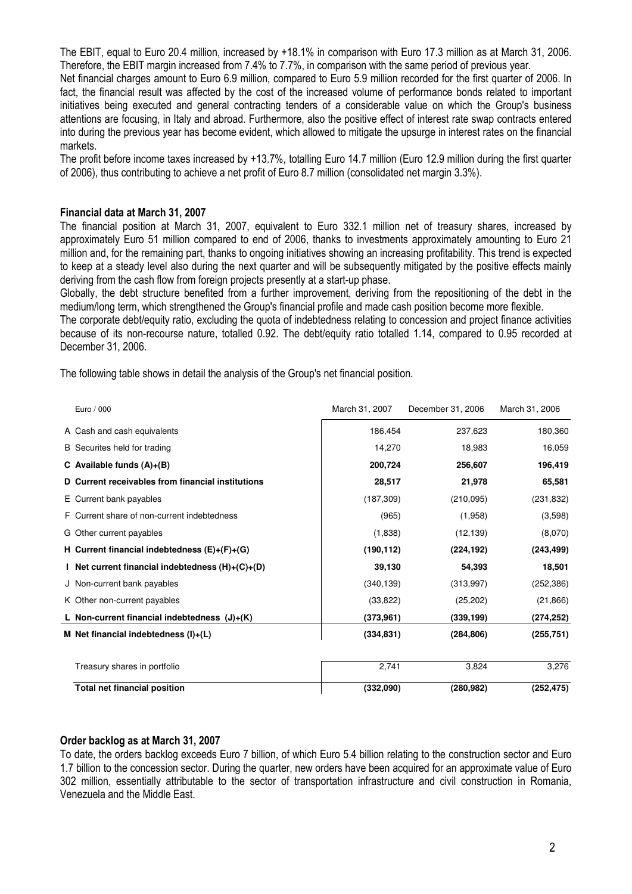The EBIT, equal to Euro 20.4 million, increased by +18.1% in comparison with Euro 17.3 million as at March 31, 2006. Therefore, the EBIT margin increased from 7.4% to 7.7%, in comparison with the same period of previous year.

Net financial charges amount to Euro 6.9 million, compared to Euro 5.9 million recorded for the first quarter of 2006. In fact, the financial result was affected by the cost of the increased volume of performance bonds related to important initiatives being executed and general contracting tenders of a considerable value on which the Group's business attentions are focusing, in Italy and abroad. Furthermore, also the positive effect of interest rate swap contracts entered into during the previous year has become evident, which allowed to mitigate the upsurge in interest rates on the financial markets.

The profit before income taxes increased by +13.7%, totalling Euro 14.7 million (Euro 12.9 million during the first quarter of 2006), thus contributing to achieve a net profit of Euro 8.7 million (consolidated net margin 3.3%).

## Financial data at March 31, 2007

The financial position at March 31, 2007, equivalent to Euro 332.1 million net of treasury shares, increased by approximately Euro 51 million compared to end of 2006, thanks to investments approximately amounting to Euro 21 million and, for the remaining part, thanks to ongoing initiatives showing an increasing profitability. This trend is expected to keep at a steady level also during the next quarter and will be subsequently mitigated by the positive effects mainly deriving from the cash flow from foreign projects presently at a start-up phase.

Globally, the debt structure benefited from a further improvement, deriving from the repositioning of the debt in the medium/long term, which strengthened the Group's financial profile and made cash position become more flexible.

The corporate debt/equity ratio, excluding the quota of indebtedness relating to concession and project finance activities because of its non-recourse nature, totalled 0.92. The debt/equity ratio totalled 1.14, compared to 0.95 recorded at December 31, 2006.

The following table shows in detail the analysis of the Group's net financial position.

| Euro / 000 | March 31, 2007 | December 31, 2006 | March 31, 2006 |
|---|---|---|---|
| A Cash and cash equivalents | 186,454 | 237,623 | 180,360 |
| B Securites held for trading | 14,270 | 18,983 | 16,059 |
| **C Available funds (A)+(B)** | **200,724** | **256,607** | **196,419** |
| **D Current receivables from financial institutions** | **28,517** | **21,978** | **65,581** |
| E Current bank payables | (187,309) | (210,095) | (231,832) |
| F Current share of non-current indebtedness | (965) | (1,958) | (3,598) |
| G Other current payables | (1,838) | (12,139) | (8,070) |
| **H Current financial indebtedness (E)+(F)+(G)** | **(190,112)** | **(224,192)** | **(243,499)** |
| **I Net current financial indebtedness (H)+(C)+(D)** | **39,130** | **54,393** | **18,501** |
| J Non-current bank payables | (340,139) | (313,997) | (252,386) |
| K Other non-current payables | (33,822) | (25,202) | (21,866) |
| **L Non-current financial indebtedness (J)+(K)** | **(373,961)** | **(339,199)** | **(274,252)** |
| **M Net financial indebtedness (I)+(L)** | **(334,831)** | **(284,806)** | **(255,751)** |
| | | | |
| Treasury shares in portfolio | 2,741 | 3,824 | 3,276 |
| **Total net financial position** | **(332,090)** | **(280,982)** | **(252,475)** |

## Order backlog as at March 31, 2007

To date, the orders backlog exceeds Euro 7 billion, of which Euro 5.4 billion relating to the construction sector and Euro 1.7 billion to the concession sector. During the quarter, new orders have been acquired for an approximate value of Euro 302 million, essentially attributable to the sector of transportation infrastructure and civil construction in Romania, Venezuela and the Middle East.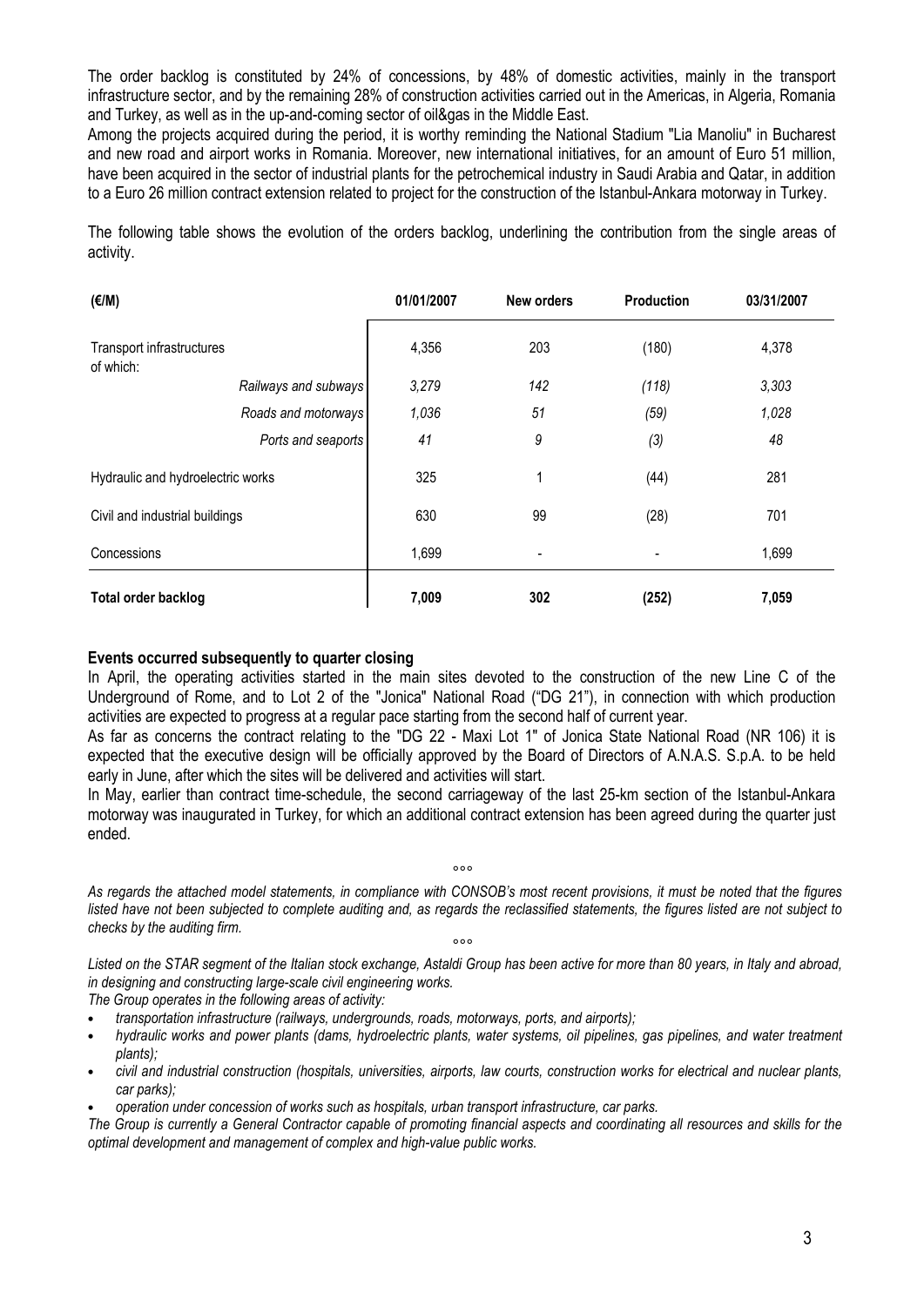The order backlog is constituted by 24% of concessions, by 48% of domestic activities, mainly in the transport infrastructure sector, and by the remaining 28% of construction activities carried out in the Americas, in Algeria, Romania and Turkey, as well as in the up-and-coming sector of oil&gas in the Middle East.

Among the projects acquired during the period, it is worthy reminding the National Stadium "Lia Manoliu" in Bucharest and new road and airport works in Romania. Moreover, new international initiatives, for an amount of Euro 51 million, have been acquired in the sector of industrial plants for the petrochemical industry in Saudi Arabia and Qatar, in addition to a Euro 26 million contract extension related to project for the construction of the Istanbul-Ankara motorway in Turkey.

The following table shows the evolution of the orders backlog, underlining the contribution from the single areas of activity.

| (€/M) | 01/01/2007 | New orders | Production | 03/31/2007 |
|---|---|---|---|---|
| Transport infrastructures of which: | 4,356 | 203 | (180) | 4,378 |
| *Railways and subways* | *3,279* | *142* | *(118)* | *3,303* |
| *Roads and motorways* | *1,036* | *51* | *(59)* | *1,028* |
| *Ports and seaports* | *41* | *9* | *(3)* | *48* |
| Hydraulic and hydroelectric works | 325 | 1 | (44) | 281 |
| Civil and industrial buildings | 630 | 99 | (28) | 701 |
| Concessions | 1,699 | - | - | 1,699 |
| **Total order backlog** | **7,009** | **302** | **(252)** | **7,059** |

**Events occurred subsequently to quarter closing**

In April, the operating activities started in the main sites devoted to the construction of the new Line C of the Underground of Rome, and to Lot 2 of the "Jonica" National Road ("DG 21"), in connection with which production activities are expected to progress at a regular pace starting from the second half of current year.

As far as concerns the contract relating to the "DG 22 - Maxi Lot 1" of Jonica State National Road (NR 106) it is expected that the executive design will be officially approved by the Board of Directors of A.N.A.S. S.p.A. to be held early in June, after which the sites will be delivered and activities will start.

In May, earlier than contract time-schedule, the second carriageway of the last 25-km section of the Istanbul-Ankara motorway was inaugurated in Turkey, for which an additional contract extension has been agreed during the quarter just ended.

°°°

*As regards the attached model statements, in compliance with CONSOB's most recent provisions, it must be noted that the figures listed have not been subjected to complete auditing and, as regards the reclassified statements, the figures listed are not subject to checks by the auditing firm.*

°°°

*Listed on the STAR segment of the Italian stock exchange, Astaldi Group has been active for more than 80 years, in Italy and abroad, in designing and constructing large-scale civil engineering works.*

*The Group operates in the following areas of activity:*

- *transportation infrastructure (railways, undergrounds, roads, motorways, ports, and airports);*
- *hydraulic works and power plants (dams, hydroelectric plants, water systems, oil pipelines, gas pipelines, and water treatment plants);*
- *civil and industrial construction (hospitals, universities, airports, law courts, construction works for electrical and nuclear plants, car parks);*
- *operation under concession of works such as hospitals, urban transport infrastructure, car parks.*

*The Group is currently a General Contractor capable of promoting financial aspects and coordinating all resources and skills for the optimal development and management of complex and high-value public works.*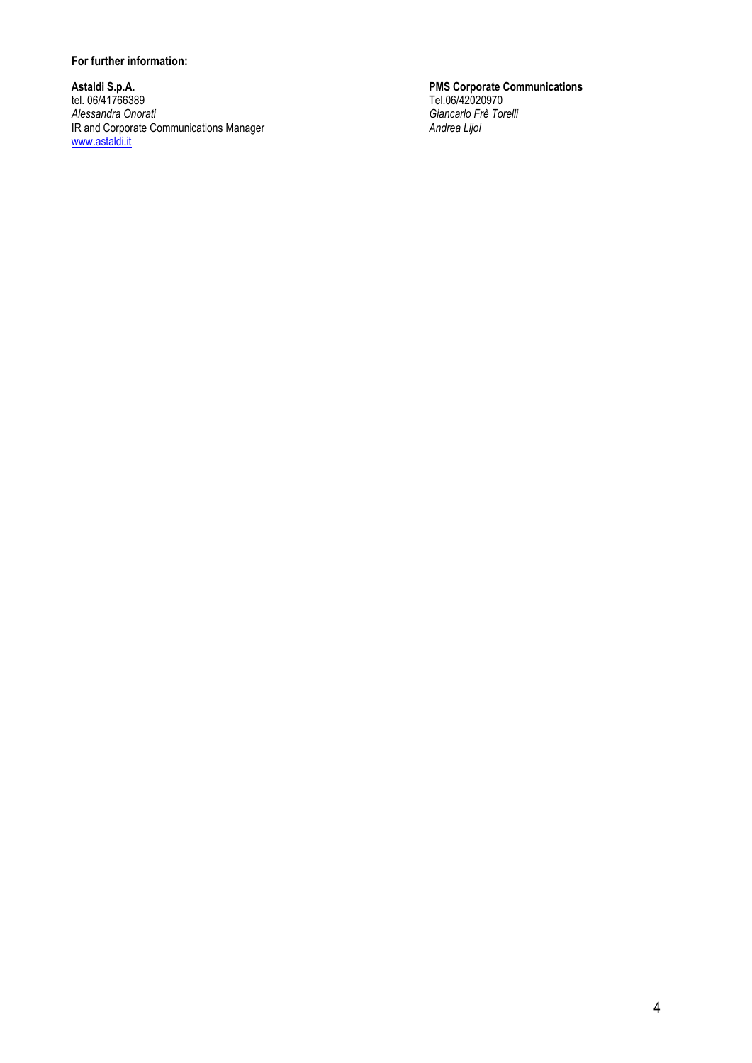**For further information:**

**Astaldi S.p.A.**
tel. 06/41766389
*Alessandra Onorati*
IR and Corporate Communications Manager
www.astaldi.it

**PMS Corporate Communications**
Tel.06/42020970
*Giancarlo Frè Torelli*
*Andrea Lijoi*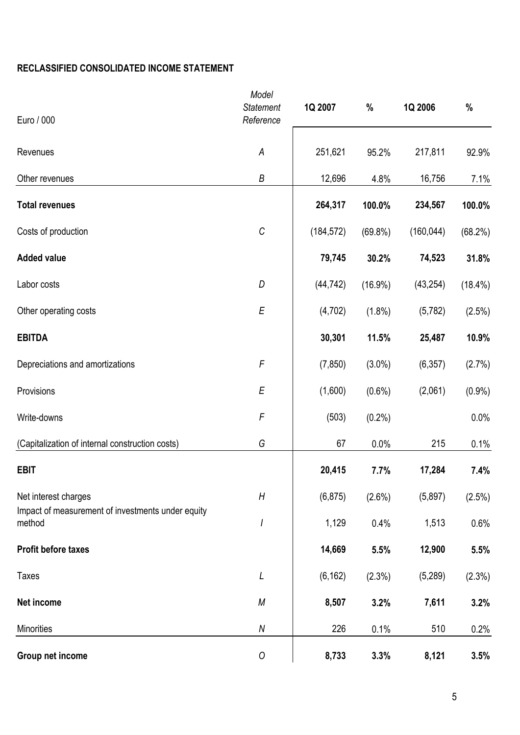**RECLASSIFIED CONSOLIDATED INCOME STATEMENT**

| Euro / 000 | *Model Statement Reference* | 1Q 2007 | % | 1Q 2006 | % |
|---|---|---|---|---|---|
| Revenues | *A* | 251,621 | 95.2% | 217,811 | 92.9% |
| Other revenues | *B* | 12,696 | 4.8% | 16,756 | 7.1% |
| **Total revenues** | | **264,317** | **100.0%** | **234,567** | **100.0%** |
| Costs of production | *C* | (184,572) | (69.8%) | (160,044) | (68.2%) |
| **Added value** | | **79,745** | **30.2%** | **74,523** | **31.8%** |
| Labor costs | *D* | (44,742) | (16.9%) | (43,254) | (18.4%) |
| Other operating costs | *E* | (4,702) | (1.8%) | (5,782) | (2.5%) |
| **EBITDA** | | **30,301** | **11.5%** | **25,487** | **10.9%** |
| Depreciations and amortizations | *F* | (7,850) | (3.0%) | (6,357) | (2.7%) |
| Provisions | *E* | (1,600) | (0.6%) | (2,061) | (0.9%) |
| Write-downs | *F* | (503) | (0.2%) | | 0.0% |
| (Capitalization of internal construction costs) | *G* | 67 | 0.0% | 215 | 0.1% |
| **EBIT** | | **20,415** | **7.7%** | **17,284** | **7.4%** |
| Net interest charges | *H* | (6,875) | (2.6%) | (5,897) | (2.5%) |
| Impact of measurement of investments under equity method | *I* | 1,129 | 0.4% | 1,513 | 0.6% |
| **Profit before taxes** | | **14,669** | **5.5%** | **12,900** | **5.5%** |
| Taxes | *L* | (6,162) | (2.3%) | (5,289) | (2.3%) |
| **Net income** | *M* | **8,507** | **3.2%** | **7,611** | **3.2%** |
| Minorities | *N* | 226 | 0.1% | 510 | 0.2% |
| **Group net income** | *O* | **8,733** | **3.3%** | **8,121** | **3.5%** |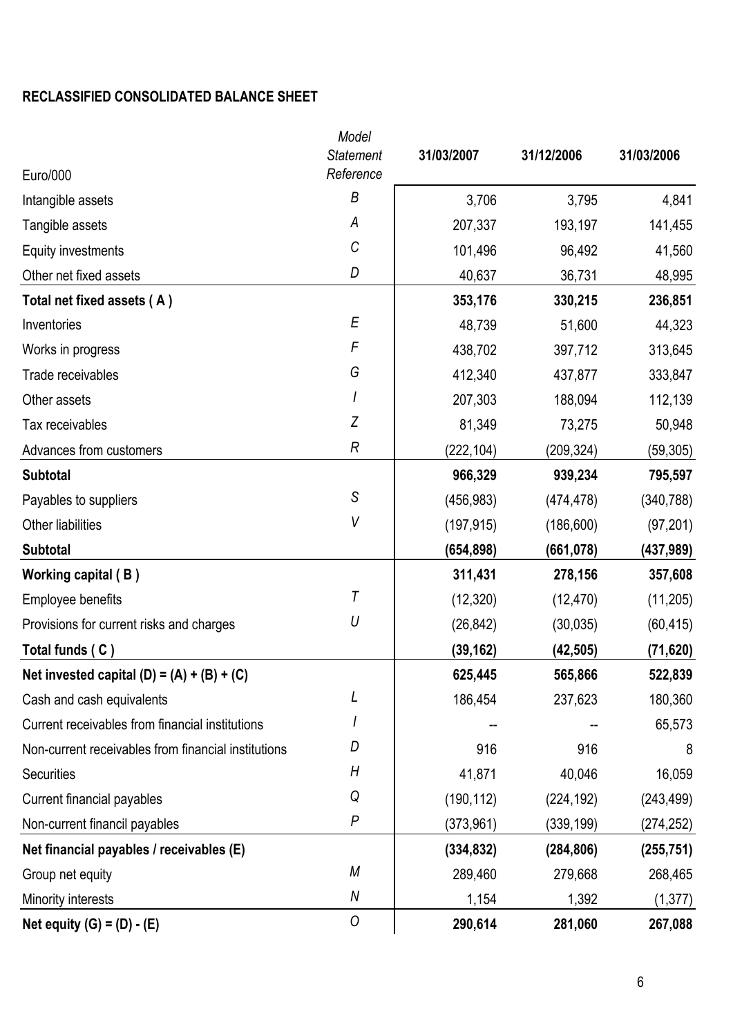**RECLASSIFIED CONSOLIDATED BALANCE SHEET**

| Euro/000 | *Model Statement Reference* | 31/03/2007 | 31/12/2006 | 31/03/2006 |
|---|---|---|---|---|
| Intangible assets | *B* | 3,706 | 3,795 | 4,841 |
| Tangible assets | *A* | 207,337 | 193,197 | 141,455 |
| Equity investments | *C* | 101,496 | 96,492 | 41,560 |
| Other net fixed assets | *D* | 40,637 | 36,731 | 48,995 |
| **Total net fixed assets ( A )** | | **353,176** | **330,215** | **236,851** |
| Inventories | *E* | 48,739 | 51,600 | 44,323 |
| Works in progress | *F* | 438,702 | 397,712 | 313,645 |
| Trade receivables | *G* | 412,340 | 437,877 | 333,847 |
| Other assets | *I* | 207,303 | 188,094 | 112,139 |
| Tax receivables | *Z* | 81,349 | 73,275 | 50,948 |
| Advances from customers | *R* | (222,104) | (209,324) | (59,305) |
| **Subtotal** | | **966,329** | **939,234** | **795,597** |
| Payables to suppliers | *S* | (456,983) | (474,478) | (340,788) |
| Other liabilities | *V* | (197,915) | (186,600) | (97,201) |
| **Subtotal** | | **(654,898)** | **(661,078)** | **(437,989)** |
| **Working capital ( B )** | | **311,431** | **278,156** | **357,608** |
| Employee benefits | *T* | (12,320) | (12,470) | (11,205) |
| Provisions for current risks and charges | *U* | (26,842) | (30,035) | (60,415) |
| **Total funds ( C )** | | **(39,162)** | **(42,505)** | **(71,620)** |
| **Net invested capital (D) = (A) + (B) + (C)** | | **625,445** | **565,866** | **522,839** |
| Cash and cash equivalents | *L* | 186,454 | 237,623 | 180,360 |
| Current receivables from financial institutions | *I* | -- | -- | 65,573 |
| Non-current receivables from financial institutions | *D* | 916 | 916 | 8 |
| Securities | *H* | 41,871 | 40,046 | 16,059 |
| Current financial payables | *Q* | (190,112) | (224,192) | (243,499) |
| Non-current financil payables | *P* | (373,961) | (339,199) | (274,252) |
| **Net financial payables / receivables (E)** | | **(334,832)** | **(284,806)** | **(255,751)** |
| Group net equity | *M* | 289,460 | 279,668 | 268,465 |
| Minority interests | *N* | 1,154 | 1,392 | (1,377) |
| **Net equity (G) = (D) - (E)** | *O* | **290,614** | **281,060** | **267,088** |